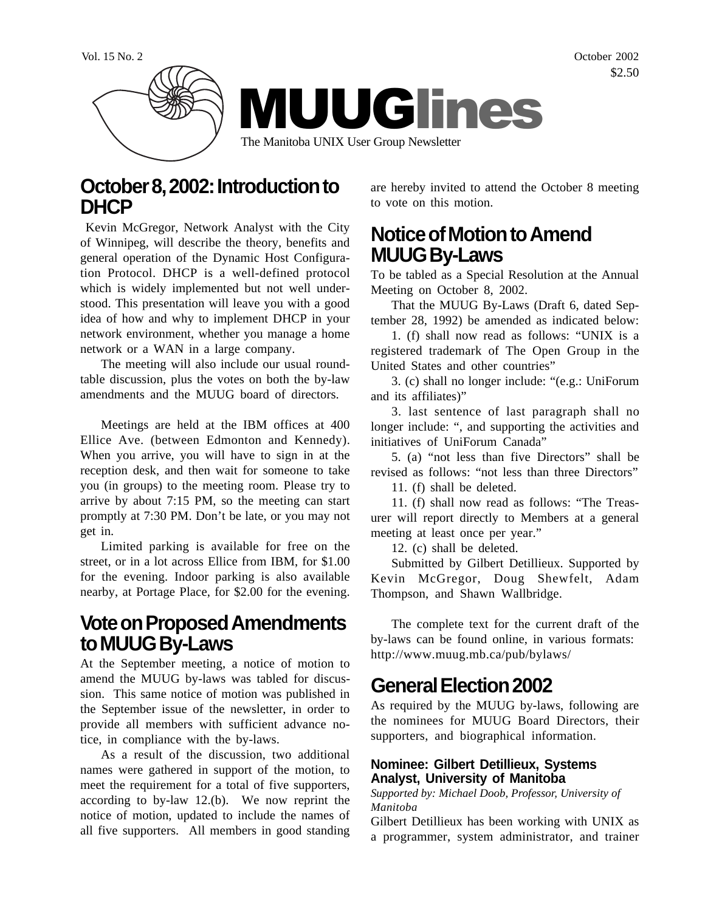Vol. 15 No. 2 October 2002

$2.50

# MUUGlines

The Manitoba UNIX User Group Newsletter

## October 8, 2002: Introduction to DHCP

Kevin McGregor, Network Analyst with the City of Winnipeg, will describe the theory, benefits and general operation of the Dynamic Host Configuration Protocol. DHCP is a well-defined protocol which is widely implemented but not well understood. This presentation will leave you with a good idea of how and why to implement DHCP in your network environment, whether you manage a home network or a WAN in a large company.

The meeting will also include our usual round-table discussion, plus the votes on both the by-law amendments and the MUUG board of directors.

Meetings are held at the IBM offices at 400 Ellice Ave. (between Edmonton and Kennedy). When you arrive, you will have to sign in at the reception desk, and then wait for someone to take you (in groups) to the meeting room. Please try to arrive by about 7:15 PM, so the meeting can start promptly at 7:30 PM. Don't be late, or you may not get in.

Limited parking is available for free on the street, or in a lot across Ellice from IBM, for $1.00 for the evening. Indoor parking is also available nearby, at Portage Place, for $2.00 for the evening.

## Vote on Proposed Amendments to MUUG By-Laws

At the September meeting, a notice of motion to amend the MUUG by-laws was tabled for discussion. This same notice of motion was published in the September issue of the newsletter, in order to provide all members with sufficient advance notice, in compliance with the by-laws.

As a result of the discussion, two additional names were gathered in support of the motion, to meet the requirement for a total of five supporters, according to by-law 12.(b). We now reprint the notice of motion, updated to include the names of all five supporters. All members in good standing are hereby invited to attend the October 8 meeting to vote on this motion.

## Notice of Motion to Amend MUUG By-Laws

To be tabled as a Special Resolution at the Annual Meeting on October 8, 2002.

That the MUUG By-Laws (Draft 6, dated September 28, 1992) be amended as indicated below:

1. (f) shall now read as follows: "UNIX is a registered trademark of The Open Group in the United States and other countries"

3. (c) shall no longer include: "(e.g.: UniForum and its affiliates)"

3. last sentence of last paragraph shall no longer include: ", and supporting the activities and initiatives of UniForum Canada"

5. (a) "not less than five Directors" shall be revised as follows: "not less than three Directors"

11. (f) shall be deleted.

11. (f) shall now read as follows: "The Treasurer will report directly to Members at a general meeting at least once per year."

12. (c) shall be deleted.

Submitted by Gilbert Detillieux. Supported by Kevin McGregor, Doug Shewfelt, Adam Thompson, and Shawn Wallbridge.

The complete text for the current draft of the by-laws can be found online, in various formats: http://www.muug.mb.ca/pub/bylaws/

## General Election 2002

As required by the MUUG by-laws, following are the nominees for MUUG Board Directors, their supporters, and biographical information.

### Nominee: Gilbert Detillieux, Systems Analyst, University of Manitoba

*Supported by: Michael Doob, Professor, University of Manitoba*

Gilbert Detillieux has been working with UNIX as a programmer, system administrator, and trainer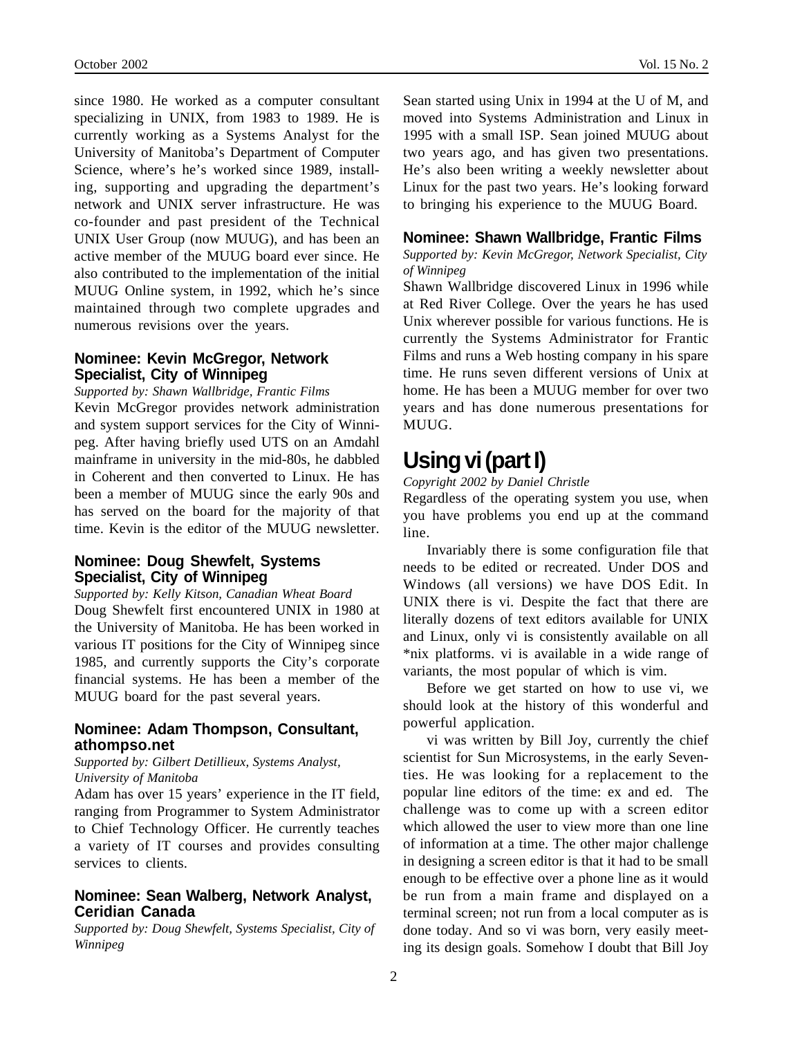since 1980. He worked as a computer consultant specializing in UNIX, from 1983 to 1989. He is currently working as a Systems Analyst for the University of Manitoba's Department of Computer Science, where's he's worked since 1989, installing, supporting and upgrading the department's network and UNIX server infrastructure. He was co-founder and past president of the Technical UNIX User Group (now MUUG), and has been an active member of the MUUG board ever since. He also contributed to the implementation of the initial MUUG Online system, in 1992, which he's since maintained through two complete upgrades and numerous revisions over the years.

### Nominee: Kevin McGregor, Network Specialist, City of Winnipeg

*Supported by: Shawn Wallbridge, Frantic Films*

Kevin McGregor provides network administration and system support services for the City of Winnipeg. After having briefly used UTS on an Amdahl mainframe in university in the mid-80s, he dabbled in Coherent and then converted to Linux. He has been a member of MUUG since the early 90s and has served on the board for the majority of that time. Kevin is the editor of the MUUG newsletter.

### Nominee: Doug Shewfelt, Systems Specialist, City of Winnipeg

*Supported by: Kelly Kitson, Canadian Wheat Board*

Doug Shewfelt first encountered UNIX in 1980 at the University of Manitoba. He has been worked in various IT positions for the City of Winnipeg since 1985, and currently supports the City's corporate financial systems. He has been a member of the MUUG board for the past several years.

### Nominee: Adam Thompson, Consultant, athompso.net

*Supported by: Gilbert Detillieux, Systems Analyst, University of Manitoba*

Adam has over 15 years' experience in the IT field, ranging from Programmer to System Administrator to Chief Technology Officer. He currently teaches a variety of IT courses and provides consulting services to clients.

### Nominee: Sean Walberg, Network Analyst, Ceridian Canada

*Supported by: Doug Shewfelt, Systems Specialist, City of Winnipeg*

Sean started using Unix in 1994 at the U of M, and moved into Systems Administration and Linux in 1995 with a small ISP. Sean joined MUUG about two years ago, and has given two presentations. He's also been writing a weekly newsletter about Linux for the past two years. He's looking forward to bringing his experience to the MUUG Board.

### Nominee: Shawn Wallbridge, Frantic Films

*Supported by: Kevin McGregor, Network Specialist, City of Winnipeg*

Shawn Wallbridge discovered Linux in 1996 while at Red River College. Over the years he has used Unix wherever possible for various functions. He is currently the Systems Administrator for Frantic Films and runs a Web hosting company in his spare time. He runs seven different versions of Unix at home. He has been a MUUG member for over two years and has done numerous presentations for MUUG.

# Using vi (part I)

*Copyright 2002 by Daniel Christle*

Regardless of the operating system you use, when you have problems you end up at the command line.

Invariably there is some configuration file that needs to be edited or recreated. Under DOS and Windows (all versions) we have DOS Edit. In UNIX there is vi. Despite the fact that there are literally dozens of text editors available for UNIX and Linux, only vi is consistently available on all *nix platforms. vi is available in a wide range of variants, the most popular of which is vim.

Before we get started on how to use vi, we should look at the history of this wonderful and powerful application.

vi was written by Bill Joy, currently the chief scientist for Sun Microsystems, in the early Seventies. He was looking for a replacement to the popular line editors of the time: ex and ed. The challenge was to come up with a screen editor which allowed the user to view more than one line of information at a time. The other major challenge in designing a screen editor is that it had to be small enough to be effective over a phone line as it would be run from a main frame and displayed on a terminal screen; not run from a local computer as is done today. And so vi was born, very easily meeting its design goals. Somehow I doubt that Bill Joy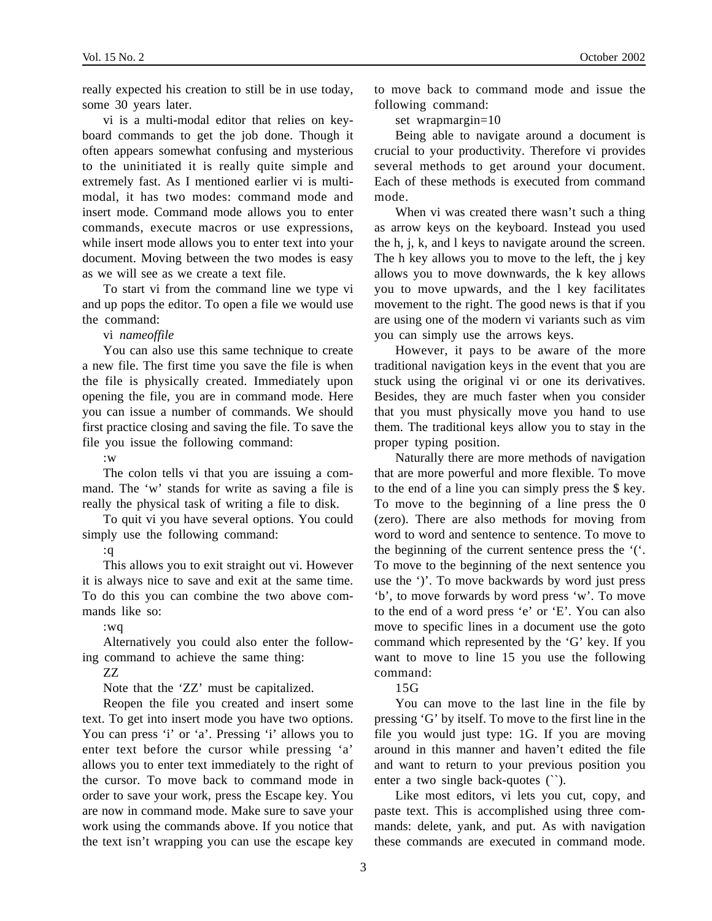really expected his creation to still be in use today, some 30 years later.

vi is a multi-modal editor that relies on keyboard commands to get the job done. Though it often appears somewhat confusing and mysterious to the uninitiated it is really quite simple and extremely fast. As I mentioned earlier vi is multimodal, it has two modes: command mode and insert mode. Command mode allows you to enter commands, execute macros or use expressions, while insert mode allows you to enter text into your document. Moving between the two modes is easy as we will see as we create a text file.

To start vi from the command line we type vi and up pops the editor. To open a file we would use the command:

vi *nameoffile*

You can also use this same technique to create a new file. The first time you save the file is when the file is physically created. Immediately upon opening the file, you are in command mode. Here you can issue a number of commands. We should first practice closing and saving the file. To save the file you issue the following command:

:w

The colon tells vi that you are issuing a command. The 'w' stands for write as saving a file is really the physical task of writing a file to disk.

To quit vi you have several options. You could simply use the following command:

:q

This allows you to exit straight out vi. However it is always nice to save and exit at the same time. To do this you can combine the two above commands like so:

:wq

Alternatively you could also enter the following command to achieve the same thing:

ZZ

Note that the 'ZZ' must be capitalized.

Reopen the file you created and insert some text. To get into insert mode you have two options. You can press 'i' or 'a'. Pressing 'i' allows you to enter text before the cursor while pressing 'a' allows you to enter text immediately to the right of the cursor. To move back to command mode in order to save your work, press the Escape key. You are now in command mode. Make sure to save your work using the commands above. If you notice that the text isn't wrapping you can use the escape key to move back to command mode and issue the following command:

set wrapmargin=10

Being able to navigate around a document is crucial to your productivity. Therefore vi provides several methods to get around your document. Each of these methods is executed from command mode.

When vi was created there wasn't such a thing as arrow keys on the keyboard. Instead you used the h, j, k, and l keys to navigate around the screen. The h key allows you to move to the left, the j key allows you to move downwards, the k key allows you to move upwards, and the l key facilitates movement to the right. The good news is that if you are using one of the modern vi variants such as vim you can simply use the arrows keys.

However, it pays to be aware of the more traditional navigation keys in the event that you are stuck using the original vi or one its derivatives. Besides, they are much faster when you consider that you must physically move you hand to use them. The traditional keys allow you to stay in the proper typing position.

Naturally there are more methods of navigation that are more powerful and more flexible. To move to the end of a line you can simply press the $ key. To move to the beginning of a line press the 0 (zero). There are also methods for moving from word to word and sentence to sentence. To move to the beginning of the current sentence press the '('. To move to the beginning of the next sentence you use the ')'. To move backwards by word just press 'b', to move forwards by word press 'w'. To move to the end of a word press 'e' or 'E'. You can also move to specific lines in a document use the goto command which represented by the 'G' key. If you want to move to line 15 you use the following command:

15G

You can move to the last line in the file by pressing 'G' by itself. To move to the first line in the file you would just type: 1G. If you are moving around in this manner and haven't edited the file and want to return to your previous position you enter a two single back-quotes (``).

Like most editors, vi lets you cut, copy, and paste text. This is accomplished using three commands: delete, yank, and put. As with navigation these commands are executed in command mode.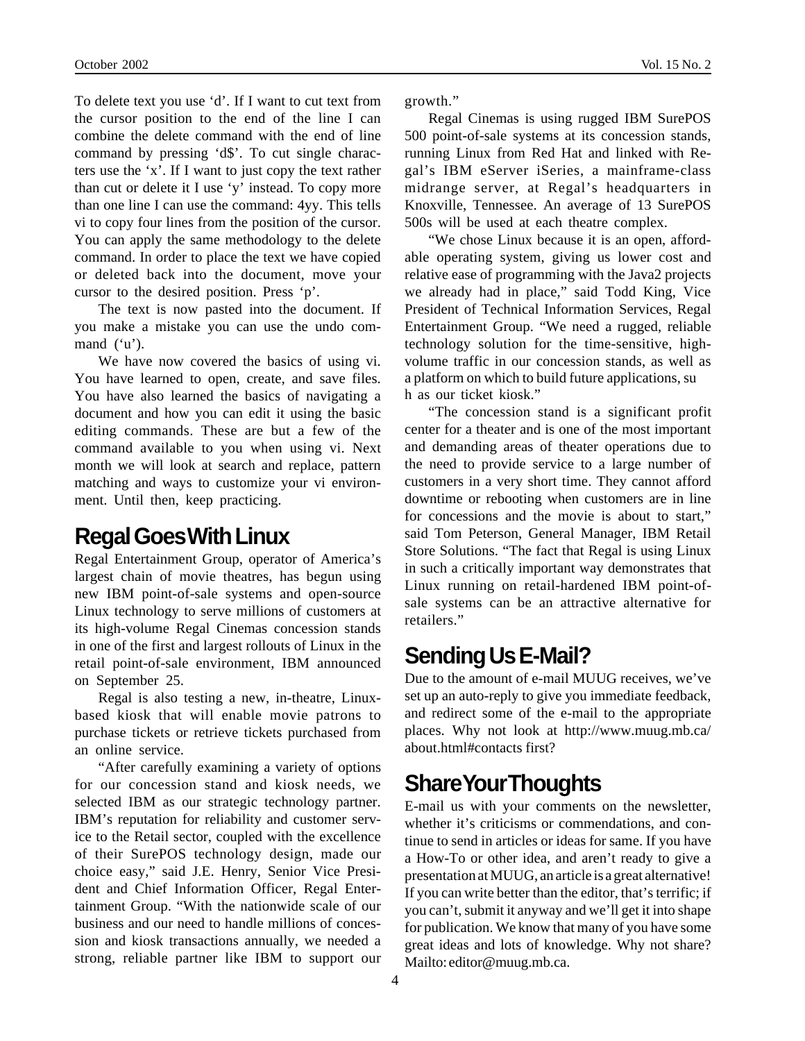To delete text you use 'd'. If I want to cut text from the cursor position to the end of the line I can combine the delete command with the end of line command by pressing 'd$'. To cut single characters use the 'x'. If I want to just copy the text rather than cut or delete it I use 'y' instead. To copy more than one line I can use the command: 4yy. This tells vi to copy four lines from the position of the cursor. You can apply the same methodology to the delete command. In order to place the text we have copied or deleted back into the document, move your cursor to the desired position. Press 'p'.

The text is now pasted into the document. If you make a mistake you can use the undo command ('u').

We have now covered the basics of using vi. You have learned to open, create, and save files. You have also learned the basics of navigating a document and how you can edit it using the basic editing commands. These are but a few of the command available to you when using vi. Next month we will look at search and replace, pattern matching and ways to customize your vi environment. Until then, keep practicing.

## Regal Goes With Linux

Regal Entertainment Group, operator of America's largest chain of movie theatres, has begun using new IBM point-of-sale systems and open-source Linux technology to serve millions of customers at its high-volume Regal Cinemas concession stands in one of the first and largest rollouts of Linux in the retail point-of-sale environment, IBM announced on September 25.

Regal is also testing a new, in-theatre, Linux-based kiosk that will enable movie patrons to purchase tickets or retrieve tickets purchased from an online service.

"After carefully examining a variety of options for our concession stand and kiosk needs, we selected IBM as our strategic technology partner. IBM's reputation for reliability and customer service to the Retail sector, coupled with the excellence of their SurePOS technology design, made our choice easy," said J.E. Henry, Senior Vice President and Chief Information Officer, Regal Entertainment Group. "With the nationwide scale of our business and our need to handle millions of concession and kiosk transactions annually, we needed a strong, reliable partner like IBM to support our growth."

Regal Cinemas is using rugged IBM SurePOS 500 point-of-sale systems at its concession stands, running Linux from Red Hat and linked with Regal's IBM eServer iSeries, a mainframe-class midrange server, at Regal's headquarters in Knoxville, Tennessee. An average of 13 SurePOS 500s will be used at each theatre complex.

"We chose Linux because it is an open, affordable operating system, giving us lower cost and relative ease of programming with the Java2 projects we already had in place," said Todd King, Vice President of Technical Information Services, Regal Entertainment Group. "We need a rugged, reliable technology solution for the time-sensitive, high-volume traffic in our concession stands, as well as a platform on which to build future applications, su h as our ticket kiosk."

"The concession stand is a significant profit center for a theater and is one of the most important and demanding areas of theater operations due to the need to provide service to a large number of customers in a very short time. They cannot afford downtime or rebooting when customers are in line for concessions and the movie is about to start," said Tom Peterson, General Manager, IBM Retail Store Solutions. "The fact that Regal is using Linux in such a critically important way demonstrates that Linux running on retail-hardened IBM point-of-sale systems can be an attractive alternative for retailers."

## Sending Us E-Mail?

Due to the amount of e-mail MUUG receives, we've set up an auto-reply to give you immediate feedback, and redirect some of the e-mail to the appropriate places. Why not look at http://www.muug.mb.ca/about.html#contacts first?

## Share Your Thoughts

E-mail us with your comments on the newsletter, whether it's criticisms or commendations, and continue to send in articles or ideas for same. If you have a How-To or other idea, and aren't ready to give a presentation at MUUG, an article is a great alternative! If you can write better than the editor, that's terrific; if you can't, submit it anyway and we'll get it into shape for publication. We know that many of you have some great ideas and lots of knowledge. Why not share? Mailto: editor@muug.mb.ca.